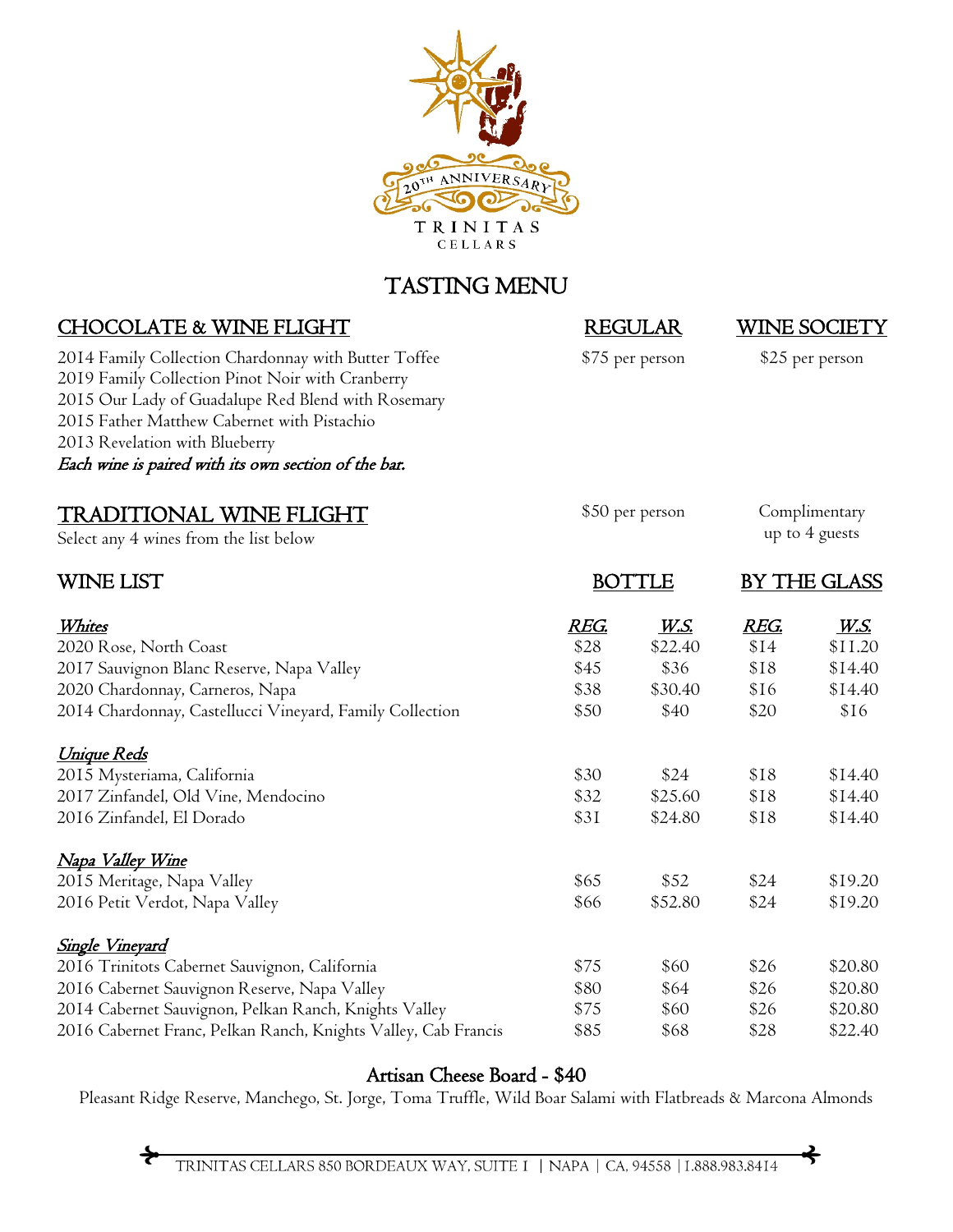20TH ANNIVERSARY

TRINITAS CELLARS

# TASTING MENU

## CHOCOLATE & WINE FLIGHT

| | REGULAR | WINE SOCIETY |
|---|---|---|
| 2014 Family Collection Chardonnay with Butter Toffee | $75 per person | $25 per person |
| 2019 Family Collection Pinot Noir with Cranberry | | |
| 2015 Our Lady of Guadalupe Red Blend with Rosemary | | |
| 2015 Father Matthew Cabernet with Pistachio | | |
| 2013 Revelation with Blueberry | | |

*Each wine is paired with its own section of the bar.*

## TRADITIONAL WINE FLIGHT

| | REGULAR | WINE SOCIETY |
|---|---|---|
| Select any 4 wines from the list below | $50 per person | Complimentary up to 4 guests |

## WINE LIST

| | BOTTLE | | BY THE GLASS | |
|---|---|---|---|---|
| | REG. | W.S. | REG. | W.S. |
| ***Whites*** | | | | |
| 2020 Rose, North Coast | $28 | $22.40 | $14 | $11.20 |
| 2017 Sauvignon Blanc Reserve, Napa Valley | $45 | $36 | $18 | $14.40 |
| 2020 Chardonnay, Carneros, Napa | $38 | $30.40 | $16 | $14.40 |
| 2014 Chardonnay, Castellucci Vineyard, Family Collection | $50 | $40 | $20 | $16 |
| ***Unique Reds*** | | | | |
| 2015 Mysteriama, California | $30 | $24 | $18 | $14.40 |
| 2017 Zinfandel, Old Vine, Mendocino | $32 | $25.60 | $18 | $14.40 |
| 2016 Zinfandel, El Dorado | $31 | $24.80 | $18 | $14.40 |
| ***Napa Valley Wine*** | | | | |
| 2015 Meritage, Napa Valley | $65 | $52 | $24 | $19.20 |
| 2016 Petit Verdot, Napa Valley | $66 | $52.80 | $24 | $19.20 |
| ***Single Vineyard*** | | | | |
| 2016 Trinitots Cabernet Sauvignon, California | $75 | $60 | $26 | $20.80 |
| 2016 Cabernet Sauvignon Reserve, Napa Valley | $80 | $64 | $26 | $20.80 |
| 2014 Cabernet Sauvignon, Pelkan Ranch, Knights Valley | $75 | $60 | $26 | $20.80 |
| 2016 Cabernet Franc, Pelkan Ranch, Knights Valley, Cab Francis | $85 | $68 | $28 | $22.40 |

## Artisan Cheese Board - $40

Pleasant Ridge Reserve, Manchego, St. Jorge, Toma Truffle, Wild Boar Salami with Flatbreads & Marcona Almonds

TRINITAS CELLARS 850 BORDEAUX WAY, SUITE 1 | NAPA | CA, 94558 | 1.888.983.8414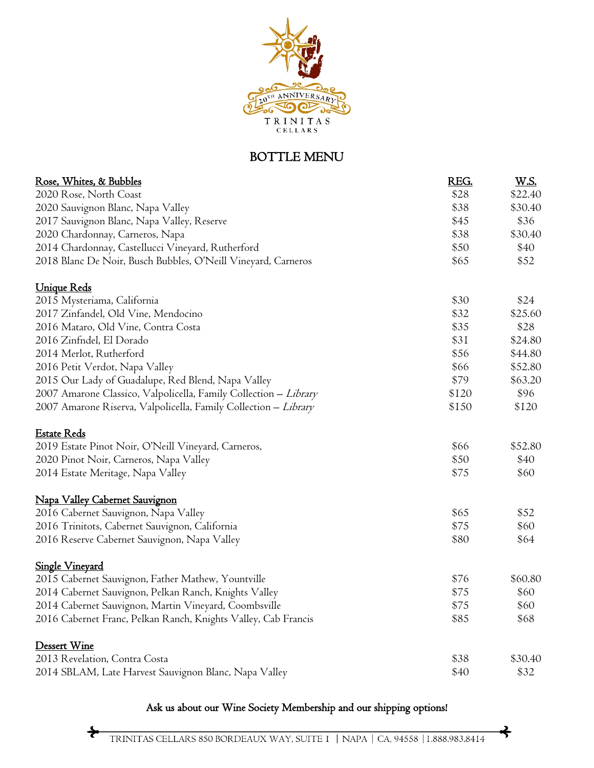# BOTTLE MENU

| Rose, Whites, & Bubbles | REG. | W.S. |
|---|---|---|
| 2020 Rose, North Coast | $28 | $22.40 |
| 2020 Sauvignon Blanc, Napa Valley | $38 | $30.40 |
| 2017 Sauvignon Blanc, Napa Valley, Reserve | $45 | $36 |
| 2020 Chardonnay, Carneros, Napa | $38 | $30.40 |
| 2014 Chardonnay, Castellucci Vineyard, Rutherford | $50 | $40 |
| 2018 Blanc De Noir, Busch Bubbles, O'Neill Vineyard, Carneros | $65 | $52 |
| **Unique Reds** | | |
| 2015 Mysteriama, California | $30 | $24 |
| 2017 Zinfandel, Old Vine, Mendocino | $32 | $25.60 |
| 2016 Mataro, Old Vine, Contra Costa | $35 | $28 |
| 2016 Zinfndel, El Dorado | $31 | $24.80 |
| 2014 Merlot, Rutherford | $56 | $44.80 |
| 2016 Petit Verdot, Napa Valley | $66 | $52.80 |
| 2015 Our Lady of Guadalupe, Red Blend, Napa Valley | $79 | $63.20 |
| 2007 Amarone Classico, Valpolicella, Family Collection – *Library* | $120 | $96 |
| 2007 Amarone Riserva, Valpolicella, Family Collection – *Library* | $150 | $120 |
| **Estate Reds** | | |
| 2019 Estate Pinot Noir, O'Neill Vineyard, Carneros, | $66 | $52.80 |
| 2020 Pinot Noir, Carneros, Napa Valley | $50 | $40 |
| 2014 Estate Meritage, Napa Valley | $75 | $60 |
| **Napa Valley Cabernet Sauvignon** | | |
| 2016 Cabernet Sauvignon, Napa Valley | $65 | $52 |
| 2016 Trinitots, Cabernet Sauvignon, California | $75 | $60 |
| 2016 Reserve Cabernet Sauvignon, Napa Valley | $80 | $64 |
| **Single Vineyard** | | |
| 2015 Cabernet Sauvignon, Father Mathew, Yountville | $76 | $60.80 |
| 2014 Cabernet Sauvignon, Pelkan Ranch, Knights Valley | $75 | $60 |
| 2014 Cabernet Sauvignon, Martin Vineyard, Coombsville | $75 | $60 |
| 2016 Cabernet Franc, Pelkan Ranch, Knights Valley, Cab Francis | $85 | $68 |
| **Dessert Wine** | | |
| 2013 Revelation, Contra Costa | $38 | $30.40 |
| 2014 SBLAM, Late Harvest Sauvignon Blanc, Napa Valley | $40 | $32 |

Ask us about our Wine Society Membership and our shipping options!

TRINITAS CELLARS 850 BORDEAUX WAY, SUITE 1 | NAPA | CA, 94558 | 1.888.983.8414